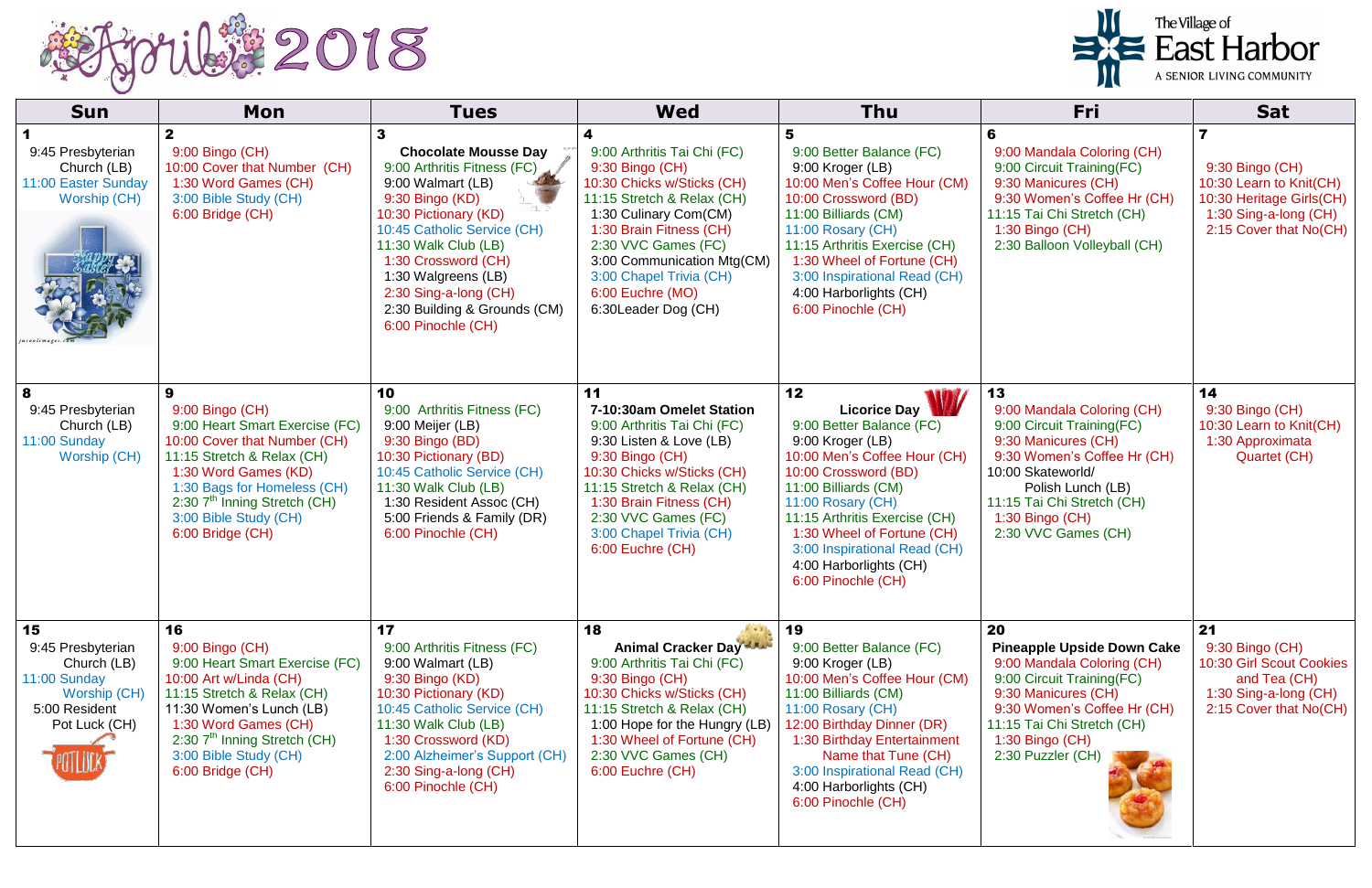# April 2018

The Village of East Harbor
A SENIOR LIVING COMMUNITY

| Sun | Mon | Tues | Wed | Thu | Fri | Sat |
|---|---|---|---|---|---|---|
| **1**<br>9:45 Presbyterian Church (LB)<br>11:00 Easter Sunday Worship (CH) | **2**<br>9:00 Bingo (CH)<br>10:00 Cover that Number (CH)<br>1:30 Word Games (CH)<br>3:00 Bible Study (CH)<br>6:00 Bridge (CH) | **3**<br>**Chocolate Mousse Day**<br>9:00 Arthritis Fitness (FC)<br>9:00 Walmart (LB)<br>9:30 Bingo (KD)<br>10:30 Pictionary (KD)<br>10:45 Catholic Service (CH)<br>11:30 Walk Club (LB)<br>1:30 Crossword (CH)<br>1:30 Walgreens (LB)<br>2:30 Sing-a-long (CH)<br>2:30 Building & Grounds (CM)<br>6:00 Pinochle (CH) | **4**<br>9:00 Arthritis Tai Chi (FC)<br>9:30 Bingo (CH)<br>10:30 Chicks w/Sticks (CH)<br>11:15 Stretch & Relax (CH)<br>1:30 Culinary Com(CM)<br>1:30 Brain Fitness (CH)<br>2:30 VVC Games (FC)<br>3:00 Communication Mtg(CM)<br>3:00 Chapel Trivia (CH)<br>6:00 Euchre (MO)<br>6:30Leader Dog (CH) | **5**<br>9:00 Better Balance (FC)<br>9:00 Kroger (LB)<br>10:00 Men's Coffee Hour (CM)<br>10:00 Crossword (BD)<br>11:00 Billiards (CM)<br>11:00 Rosary (CH)<br>11:15 Arthritis Exercise (CH)<br>1:30 Wheel of Fortune (CH)<br>3:00 Inspirational Read (CH)<br>4:00 Harborlights (CH)<br>6:00 Pinochle (CH) | **6**<br>9:00 Mandala Coloring (CH)<br>9:00 Circuit Training(FC)<br>9:30 Manicures (CH)<br>9:30 Women's Coffee Hr (CH)<br>11:15 Tai Chi Stretch (CH)<br>1:30 Bingo (CH)<br>2:30 Balloon Volleyball (CH) | **7**<br>9:30 Bingo (CH)<br>10:30 Learn to Knit(CH)<br>10:30 Heritage Girls(CH)<br>1:30 Sing-a-long (CH)<br>2:15 Cover that No(CH) |
| **8**<br>9:45 Presbyterian Church (LB)<br>11:00 Sunday Worship (CH) | **9**<br>9:00 Bingo (CH)<br>9:00 Heart Smart Exercise (FC)<br>10:00 Cover that Number (CH)<br>11:15 Stretch & Relax (CH)<br>1:30 Word Games (KD)<br>1:30 Bags for Homeless (CH)<br>2:30 7[th] Inning Stretch (CH)<br>3:00 Bible Study (CH)<br>6:00 Bridge (CH) | **10**<br>9:00 Arthritis Fitness (FC)<br>9:00 Meijer (LB)<br>9:30 Bingo (BD)<br>10:30 Pictionary (BD)<br>10:45 Catholic Service (CH)<br>11:30 Walk Club (LB)<br>1:30 Resident Assoc (CH)<br>5:00 Friends & Family (DR)<br>6:00 Pinochle (CH) | **11**<br>**7-10:30am Omelet Station**<br>9:00 Arthritis Tai Chi (FC)<br>9:30 Listen & Love (LB)<br>9:30 Bingo (CH)<br>10:30 Chicks w/Sticks (CH)<br>11:15 Stretch & Relax (CH)<br>1:30 Brain Fitness (CH)<br>2:30 VVC Games (FC)<br>3:00 Chapel Trivia (CH)<br>6:00 Euchre (CH) | **12**<br>**Licorice Day**<br>9:00 Better Balance (FC)<br>9:00 Kroger (LB)<br>10:00 Men's Coffee Hour (CH)<br>10:00 Crossword (BD)<br>11:00 Billiards (CM)<br>11:00 Rosary (CH)<br>11:15 Arthritis Exercise (CH)<br>1:30 Wheel of Fortune (CH)<br>3:00 Inspirational Read (CH)<br>4:00 Harborlights (CH)<br>6:00 Pinochle (CH) | **13**<br>9:00 Mandala Coloring (CH)<br>9:00 Circuit Training(FC)<br>9:30 Manicures (CH)<br>9:30 Women's Coffee Hr (CH)<br>10:00 Skateworld/ Polish Lunch (LB)<br>11:15 Tai Chi Stretch (CH)<br>1:30 Bingo (CH)<br>2:30 VVC Games (CH) | **14**<br>9:30 Bingo (CH)<br>10:30 Learn to Knit(CH)<br>1:30 Approximata Quartet (CH) |
| **15**<br>9:45 Presbyterian Church (LB)<br>11:00 Sunday Worship (CH)<br>5:00 Resident Pot Luck (CH) | **16**<br>9:00 Bingo (CH)<br>9:00 Heart Smart Exercise (FC)<br>10:00 Art w/Linda (CH)<br>11:15 Stretch & Relax (CH)<br>11:30 Women's Lunch (LB)<br>1:30 Word Games (CH)<br>2:30 7[th] Inning Stretch (CH)<br>3:00 Bible Study (CH)<br>6:00 Bridge (CH) | **17**<br>9:00 Arthritis Fitness (FC)<br>9:00 Walmart (LB)<br>9:30 Bingo (KD)<br>10:30 Pictionary (KD)<br>10:45 Catholic Service (CH)<br>11:30 Walk Club (LB)<br>1:30 Crossword (KD)<br>2:00 Alzheimer's Support (CH)<br>2:30 Sing-a-long (CH)<br>6:00 Pinochle (CH) | **18**<br>**Animal Cracker Day**<br>9:00 Arthritis Tai Chi (FC)<br>9:30 Bingo (CH)<br>10:30 Chicks w/Sticks (CH)<br>11:15 Stretch & Relax (CH)<br>1:00 Hope for the Hungry (LB)<br>1:30 Wheel of Fortune (CH)<br>2:30 VVC Games (CH)<br>6:00 Euchre (CH) | **19**<br>9:00 Better Balance (FC)<br>9:00 Kroger (LB)<br>10:00 Men's Coffee Hour (CM)<br>11:00 Billiards (CM)<br>11:00 Rosary (CH)<br>12:00 Birthday Dinner (DR)<br>1:30 Birthday Entertainment Name that Tune (CH)<br>3:00 Inspirational Read (CH)<br>4:00 Harborlights (CH)<br>6:00 Pinochle (CH) | **20**<br>**Pineapple Upside Down Cake**<br>9:00 Mandala Coloring (CH)<br>9:00 Circuit Training(FC)<br>9:30 Manicures (CH)<br>9:30 Women's Coffee Hr (CH)<br>11:15 Tai Chi Stretch (CH)<br>1:30 Bingo (CH)<br>2:30 Puzzler (CH) | **21**<br>9:30 Bingo (CH)<br>10:30 Girl Scout Cookies and Tea (CH)<br>1:30 Sing-a-long (CH)<br>2:15 Cover that No(CH) |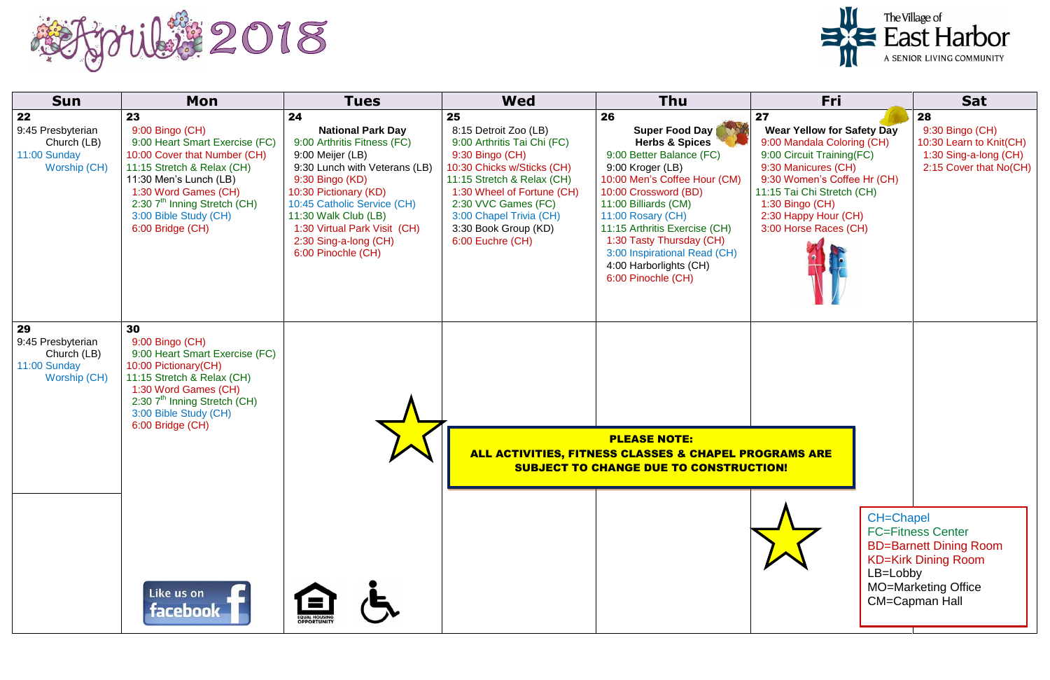# April 2018

The Village of East Harbor
A SENIOR LIVING COMMUNITY

| Sun | Mon | Tues | Wed | Thu | Fri | Sat |
|---|---|---|---|---|---|---|
| **22**<br>9:45 Presbyterian Church (LB)<br>11:00 Sunday Worship (CH) | **23**<br>9:00 Bingo (CH)<br>9:00 Heart Smart Exercise (FC)<br>10:00 Cover that Number (CH)<br>11:15 Stretch & Relax (CH)<br>11:30 Men's Lunch (LB)<br>1:30 Word Games (CH)<br>2:30 7th Inning Stretch (CH)<br>3:00 Bible Study (CH)<br>6:00 Bridge (CH) | **24**<br>**National Park Day**<br>9:00 Arthritis Fitness (FC)<br>9:00 Meijer (LB)<br>9:30 Lunch with Veterans (LB)<br>9:30 Bingo (KD)<br>10:30 Pictionary (KD)<br>10:45 Catholic Service (CH)<br>11:30 Walk Club (LB)<br>1:30 Virtual Park Visit (CH)<br>2:30 Sing-a-long (CH)<br>6:00 Pinochle (CH) | **25**<br>8:15 Detroit Zoo (LB)<br>9:00 Arthritis Tai Chi (FC)<br>9:30 Bingo (CH)<br>10:30 Chicks w/Sticks (CH)<br>11:15 Stretch & Relax (CH)<br>1:30 Wheel of Fortune (CH)<br>2:30 VVC Games (FC)<br>3:00 Chapel Trivia (CH)<br>3:30 Book Group (KD)<br>6:00 Euchre (CH) | **26**<br>**Super Food Day Herbs & Spices**<br>9:00 Better Balance (FC)<br>9:00 Kroger (LB)<br>10:00 Men's Coffee Hour (CM)<br>10:00 Crossword (BD)<br>11:00 Billiards (CM)<br>11:00 Rosary (CH)<br>11:15 Arthritis Exercise (CH)<br>1:30 Tasty Thursday (CH)<br>3:00 Inspirational Read (CH)<br>4:00 Harborlights (CH)<br>6:00 Pinochle (CH) | **27**<br>**Wear Yellow for Safety Day**<br>9:00 Mandala Coloring (CH)<br>9:00 Circuit Training(FC)<br>9:30 Manicures (CH)<br>9:30 Women's Coffee Hr (CH)<br>11:15 Tai Chi Stretch (CH)<br>1:30 Bingo (CH)<br>2:30 Happy Hour (CH)<br>3:00 Horse Races (CH) | **28**<br>9:30 Bingo (CH)<br>10:30 Learn to Knit(CH)<br>1:30 Sing-a-long (CH)<br>2:15 Cover that No(CH) |
| **29**<br>9:45 Presbyterian Church (LB)<br>11:00 Sunday Worship (CH) | **30**<br>9:00 Bingo (CH)<br>9:00 Heart Smart Exercise (FC)<br>10:00 Pictionary(CH)<br>11:15 Stretch & Relax (CH)<br>1:30 Word Games (CH)<br>2:30 7th Inning Stretch (CH)<br>3:00 Bible Study (CH)<br>6:00 Bridge (CH) | | | | | |

**PLEASE NOTE:**
**ALL ACTIVITIES, FITNESS CLASSES & CHAPEL PROGRAMS ARE SUBJECT TO CHANGE DUE TO CONSTRUCTION!**

CH=Chapel
FC=Fitness Center
BD=Barnett Dining Room
KD=Kirk Dining Room
LB=Lobby
MO=Marketing Office
CM=Capman Hall

Like us on facebook

EQUAL HOUSING OPPORTUNITY